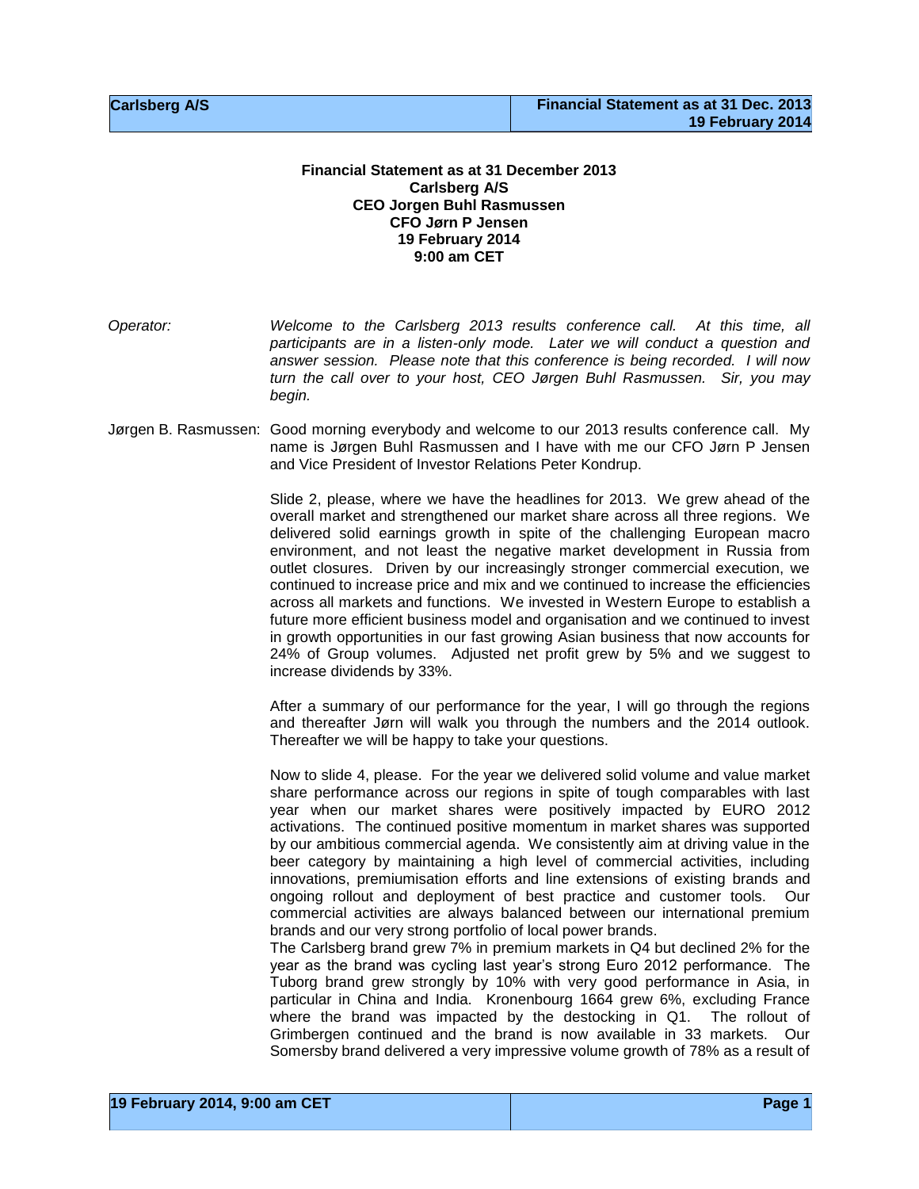# Financial Statement as at 31 December 2013
## Carlsberg A/S
### CEO Jorgen Buhl Rasmussen
### CFO Jørn P Jensen
### 19 February 2014
### 9:00 am CET

*Operator:* *Welcome to the Carlsberg 2013 results conference call. At this time, all participants are in a listen-only mode. Later we will conduct a question and answer session. Please note that this conference is being recorded. I will now turn the call over to your host, CEO Jørgen Buhl Rasmussen. Sir, you may begin.*

Jørgen B. Rasmussen: Good morning everybody and welcome to our 2013 results conference call. My name is Jørgen Buhl Rasmussen and I have with me our CFO Jørn P Jensen and Vice President of Investor Relations Peter Kondrup.

Slide 2, please, where we have the headlines for 2013. We grew ahead of the overall market and strengthened our market share across all three regions. We delivered solid earnings growth in spite of the challenging European macro environment, and not least the negative market development in Russia from outlet closures. Driven by our increasingly stronger commercial execution, we continued to increase price and mix and we continued to increase the efficiencies across all markets and functions. We invested in Western Europe to establish a future more efficient business model and organisation and we continued to invest in growth opportunities in our fast growing Asian business that now accounts for 24% of Group volumes. Adjusted net profit grew by 5% and we suggest to increase dividends by 33%.

After a summary of our performance for the year, I will go through the regions and thereafter Jørn will walk you through the numbers and the 2014 outlook. Thereafter we will be happy to take your questions.

Now to slide 4, please. For the year we delivered solid volume and value market share performance across our regions in spite of tough comparables with last year when our market shares were positively impacted by EURO 2012 activations. The continued positive momentum in market shares was supported by our ambitious commercial agenda. We consistently aim at driving value in the beer category by maintaining a high level of commercial activities, including innovations, premiumisation efforts and line extensions of existing brands and ongoing rollout and deployment of best practice and customer tools. Our commercial activities are always balanced between our international premium brands and our very strong portfolio of local power brands.

The Carlsberg brand grew 7% in premium markets in Q4 but declined 2% for the year as the brand was cycling last year's strong Euro 2012 performance. The Tuborg brand grew strongly by 10% with very good performance in Asia, in particular in China and India. Kronenbourg 1664 grew 6%, excluding France where the brand was impacted by the destocking in Q1. The rollout of Grimbergen continued and the brand is now available in 33 markets. Our Somersby brand delivered a very impressive volume growth of 78% as a result of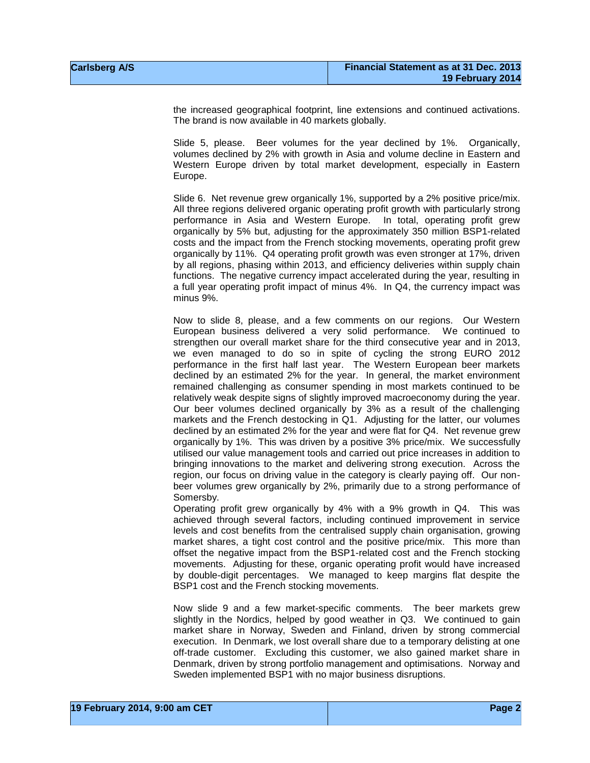the increased geographical footprint, line extensions and continued activations. The brand is now available in 40 markets globally.

Slide 5, please. Beer volumes for the year declined by 1%. Organically, volumes declined by 2% with growth in Asia and volume decline in Eastern and Western Europe driven by total market development, especially in Eastern Europe.

Slide 6. Net revenue grew organically 1%, supported by a 2% positive price/mix. All three regions delivered organic operating profit growth with particularly strong performance in Asia and Western Europe. In total, operating profit grew organically by 5% but, adjusting for the approximately 350 million BSP1-related costs and the impact from the French stocking movements, operating profit grew organically by 11%. Q4 operating profit growth was even stronger at 17%, driven by all regions, phasing within 2013, and efficiency deliveries within supply chain functions. The negative currency impact accelerated during the year, resulting in a full year operating profit impact of minus 4%. In Q4, the currency impact was minus 9%.

Now to slide 8, please, and a few comments on our regions. Our Western European business delivered a very solid performance. We continued to strengthen our overall market share for the third consecutive year and in 2013, we even managed to do so in spite of cycling the strong EURO 2012 performance in the first half last year. The Western European beer markets declined by an estimated 2% for the year. In general, the market environment remained challenging as consumer spending in most markets continued to be relatively weak despite signs of slightly improved macroeconomy during the year. Our beer volumes declined organically by 3% as a result of the challenging markets and the French destocking in Q1. Adjusting for the latter, our volumes declined by an estimated 2% for the year and were flat for Q4. Net revenue grew organically by 1%. This was driven by a positive 3% price/mix. We successfully utilised our value management tools and carried out price increases in addition to bringing innovations to the market and delivering strong execution. Across the region, our focus on driving value in the category is clearly paying off. Our non-beer volumes grew organically by 2%, primarily due to a strong performance of Somersby.

Operating profit grew organically by 4% with a 9% growth in Q4. This was achieved through several factors, including continued improvement in service levels and cost benefits from the centralised supply chain organisation, growing market shares, a tight cost control and the positive price/mix. This more than offset the negative impact from the BSP1-related cost and the French stocking movements. Adjusting for these, organic operating profit would have increased by double-digit percentages. We managed to keep margins flat despite the BSP1 cost and the French stocking movements.

Now slide 9 and a few market-specific comments. The beer markets grew slightly in the Nordics, helped by good weather in Q3. We continued to gain market share in Norway, Sweden and Finland, driven by strong commercial execution. In Denmark, we lost overall share due to a temporary delisting at one off-trade customer. Excluding this customer, we also gained market share in Denmark, driven by strong portfolio management and optimisations. Norway and Sweden implemented BSP1 with no major business disruptions.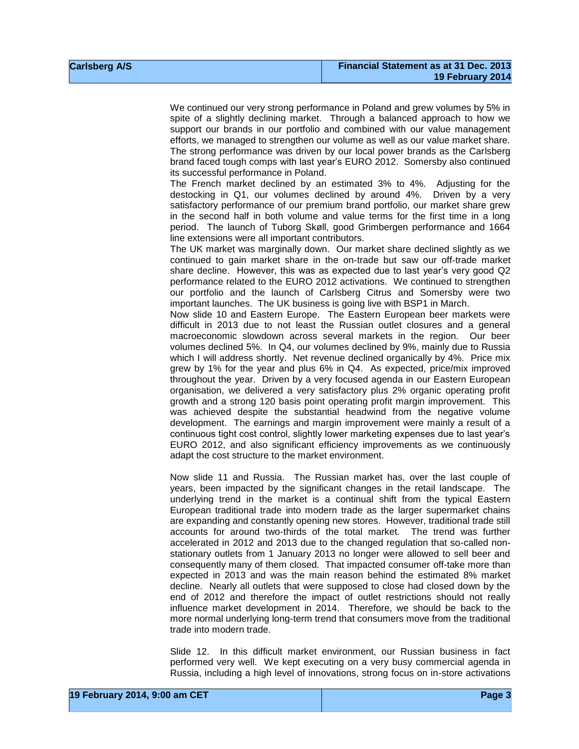We continued our very strong performance in Poland and grew volumes by 5% in spite of a slightly declining market. Through a balanced approach to how we support our brands in our portfolio and combined with our value management efforts, we managed to strengthen our volume as well as our value market share. The strong performance was driven by our local power brands as the Carlsberg brand faced tough comps with last year's EURO 2012. Somersby also continued its successful performance in Poland.

The French market declined by an estimated 3% to 4%. Adjusting for the destocking in Q1, our volumes declined by around 4%. Driven by a very satisfactory performance of our premium brand portfolio, our market share grew in the second half in both volume and value terms for the first time in a long period. The launch of Tuborg Skøll, good Grimbergen performance and 1664 line extensions were all important contributors.

The UK market was marginally down. Our market share declined slightly as we continued to gain market share in the on-trade but saw our off-trade market share decline. However, this was as expected due to last year's very good Q2 performance related to the EURO 2012 activations. We continued to strengthen our portfolio and the launch of Carlsberg Citrus and Somersby were two important launches. The UK business is going live with BSP1 in March.

Now slide 10 and Eastern Europe. The Eastern European beer markets were difficult in 2013 due to not least the Russian outlet closures and a general macroeconomic slowdown across several markets in the region. Our beer volumes declined 5%. In Q4, our volumes declined by 9%, mainly due to Russia which I will address shortly. Net revenue declined organically by 4%. Price mix grew by 1% for the year and plus 6% in Q4. As expected, price/mix improved throughout the year. Driven by a very focused agenda in our Eastern European organisation, we delivered a very satisfactory plus 2% organic operating profit growth and a strong 120 basis point operating profit margin improvement. This was achieved despite the substantial headwind from the negative volume development. The earnings and margin improvement were mainly a result of a continuous tight cost control, slightly lower marketing expenses due to last year's EURO 2012, and also significant efficiency improvements as we continuously adapt the cost structure to the market environment.

Now slide 11 and Russia. The Russian market has, over the last couple of years, been impacted by the significant changes in the retail landscape. The underlying trend in the market is a continual shift from the typical Eastern European traditional trade into modern trade as the larger supermarket chains are expanding and constantly opening new stores. However, traditional trade still accounts for around two-thirds of the total market. The trend was further accelerated in 2012 and 2013 due to the changed regulation that so-called non-stationary outlets from 1 January 2013 no longer were allowed to sell beer and consequently many of them closed. That impacted consumer off-take more than expected in 2013 and was the main reason behind the estimated 8% market decline. Nearly all outlets that were supposed to close had closed down by the end of 2012 and therefore the impact of outlet restrictions should not really influence market development in 2014. Therefore, we should be back to the more normal underlying long-term trend that consumers move from the traditional trade into modern trade.

Slide 12. In this difficult market environment, our Russian business in fact performed very well. We kept executing on a very busy commercial agenda in Russia, including a high level of innovations, strong focus on in-store activations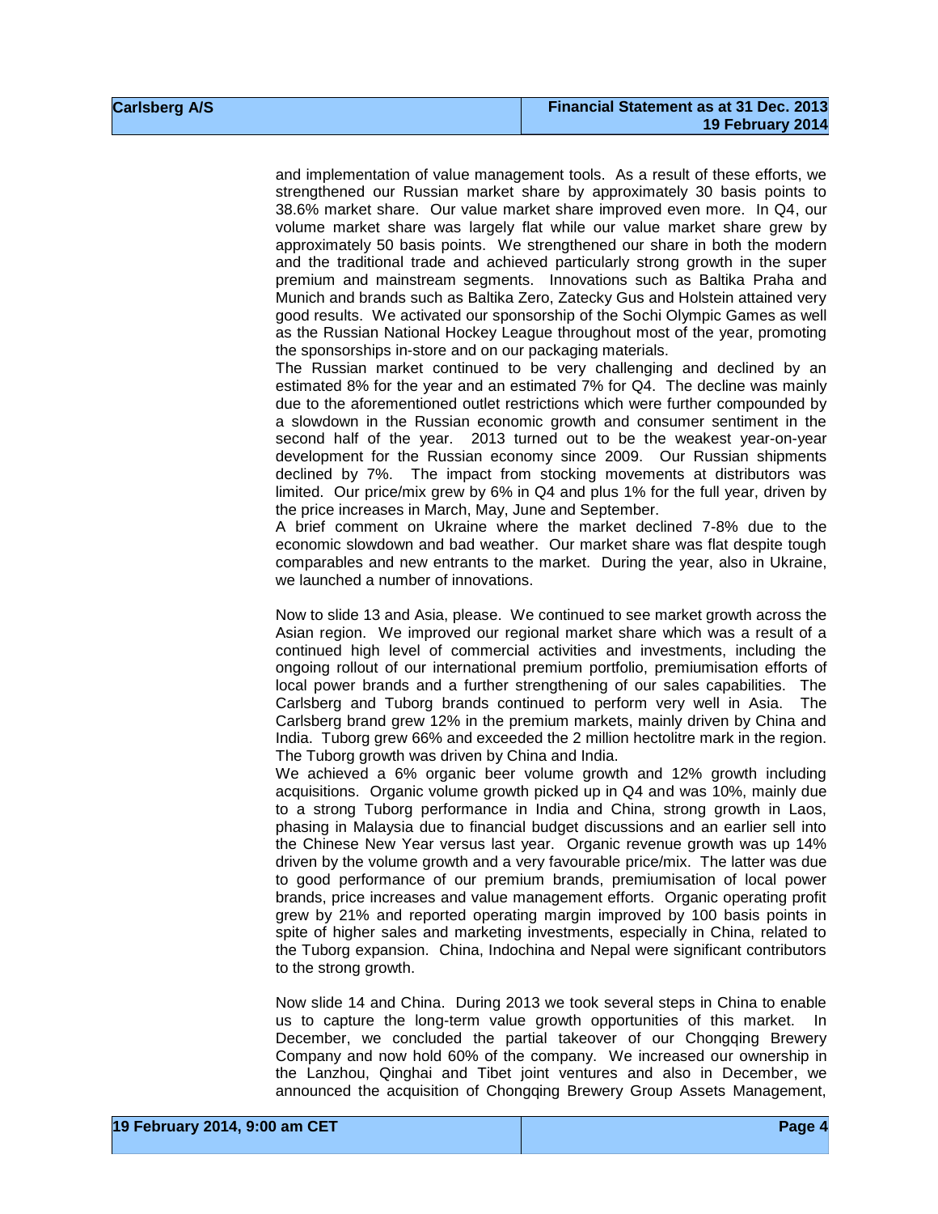and implementation of value management tools. As a result of these efforts, we strengthened our Russian market share by approximately 30 basis points to 38.6% market share. Our value market share improved even more. In Q4, our volume market share was largely flat while our value market share grew by approximately 50 basis points. We strengthened our share in both the modern and the traditional trade and achieved particularly strong growth in the super premium and mainstream segments. Innovations such as Baltika Praha and Munich and brands such as Baltika Zero, Zatecky Gus and Holstein attained very good results. We activated our sponsorship of the Sochi Olympic Games as well as the Russian National Hockey League throughout most of the year, promoting the sponsorships in-store and on our packaging materials.

The Russian market continued to be very challenging and declined by an estimated 8% for the year and an estimated 7% for Q4. The decline was mainly due to the aforementioned outlet restrictions which were further compounded by a slowdown in the Russian economic growth and consumer sentiment in the second half of the year. 2013 turned out to be the weakest year-on-year development for the Russian economy since 2009. Our Russian shipments declined by 7%. The impact from stocking movements at distributors was limited. Our price/mix grew by 6% in Q4 and plus 1% for the full year, driven by the price increases in March, May, June and September.

A brief comment on Ukraine where the market declined 7-8% due to the economic slowdown and bad weather. Our market share was flat despite tough comparables and new entrants to the market. During the year, also in Ukraine, we launched a number of innovations.

Now to slide 13 and Asia, please. We continued to see market growth across the Asian region. We improved our regional market share which was a result of a continued high level of commercial activities and investments, including the ongoing rollout of our international premium portfolio, premiumisation efforts of local power brands and a further strengthening of our sales capabilities. The Carlsberg and Tuborg brands continued to perform very well in Asia. The Carlsberg brand grew 12% in the premium markets, mainly driven by China and India. Tuborg grew 66% and exceeded the 2 million hectolitre mark in the region. The Tuborg growth was driven by China and India.

We achieved a 6% organic beer volume growth and 12% growth including acquisitions. Organic volume growth picked up in Q4 and was 10%, mainly due to a strong Tuborg performance in India and China, strong growth in Laos, phasing in Malaysia due to financial budget discussions and an earlier sell into the Chinese New Year versus last year. Organic revenue growth was up 14% driven by the volume growth and a very favourable price/mix. The latter was due to good performance of our premium brands, premiumisation of local power brands, price increases and value management efforts. Organic operating profit grew by 21% and reported operating margin improved by 100 basis points in spite of higher sales and marketing investments, especially in China, related to the Tuborg expansion. China, Indochina and Nepal were significant contributors to the strong growth.

Now slide 14 and China. During 2013 we took several steps in China to enable us to capture the long-term value growth opportunities of this market. In December, we concluded the partial takeover of our Chongqing Brewery Company and now hold 60% of the company. We increased our ownership in the Lanzhou, Qinghai and Tibet joint ventures and also in December, we announced the acquisition of Chongqing Brewery Group Assets Management,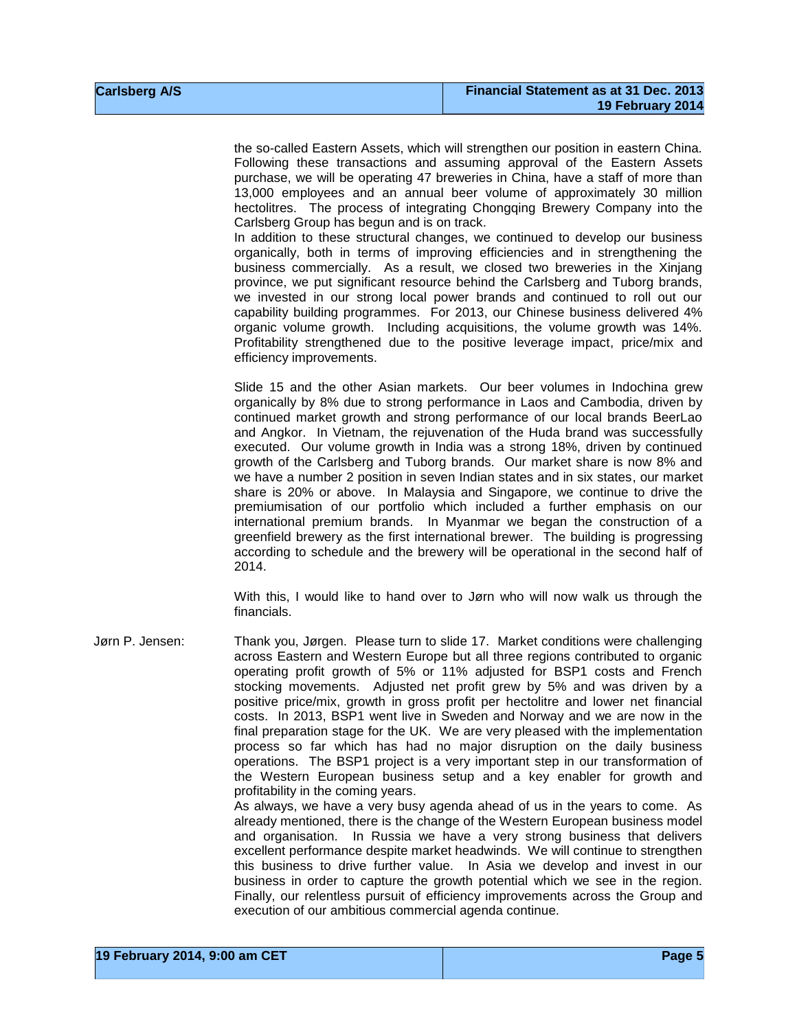the so-called Eastern Assets, which will strengthen our position in eastern China. Following these transactions and assuming approval of the Eastern Assets purchase, we will be operating 47 breweries in China, have a staff of more than 13,000 employees and an annual beer volume of approximately 30 million hectolitres. The process of integrating Chongqing Brewery Company into the Carlsberg Group has begun and is on track.

In addition to these structural changes, we continued to develop our business organically, both in terms of improving efficiencies and in strengthening the business commercially. As a result, we closed two breweries in the Xinjang province, we put significant resource behind the Carlsberg and Tuborg brands, we invested in our strong local power brands and continued to roll out our capability building programmes. For 2013, our Chinese business delivered 4% organic volume growth. Including acquisitions, the volume growth was 14%. Profitability strengthened due to the positive leverage impact, price/mix and efficiency improvements.

Slide 15 and the other Asian markets. Our beer volumes in Indochina grew organically by 8% due to strong performance in Laos and Cambodia, driven by continued market growth and strong performance of our local brands BeerLao and Angkor. In Vietnam, the rejuvenation of the Huda brand was successfully executed. Our volume growth in India was a strong 18%, driven by continued growth of the Carlsberg and Tuborg brands. Our market share is now 8% and we have a number 2 position in seven Indian states and in six states, our market share is 20% or above. In Malaysia and Singapore, we continue to drive the premiumisation of our portfolio which included a further emphasis on our international premium brands. In Myanmar we began the construction of a greenfield brewery as the first international brewer. The building is progressing according to schedule and the brewery will be operational in the second half of 2014.

With this, I would like to hand over to Jørn who will now walk us through the financials.

Jørn P. Jensen: Thank you, Jørgen. Please turn to slide 17. Market conditions were challenging across Eastern and Western Europe but all three regions contributed to organic operating profit growth of 5% or 11% adjusted for BSP1 costs and French stocking movements. Adjusted net profit grew by 5% and was driven by a positive price/mix, growth in gross profit per hectolitre and lower net financial costs. In 2013, BSP1 went live in Sweden and Norway and we are now in the final preparation stage for the UK. We are very pleased with the implementation process so far which has had no major disruption on the daily business operations. The BSP1 project is a very important step in our transformation of the Western European business setup and a key enabler for growth and profitability in the coming years.

As always, we have a very busy agenda ahead of us in the years to come. As already mentioned, there is the change of the Western European business model and organisation. In Russia we have a very strong business that delivers excellent performance despite market headwinds. We will continue to strengthen this business to drive further value. In Asia we develop and invest in our business in order to capture the growth potential which we see in the region. Finally, our relentless pursuit of efficiency improvements across the Group and execution of our ambitious commercial agenda continue.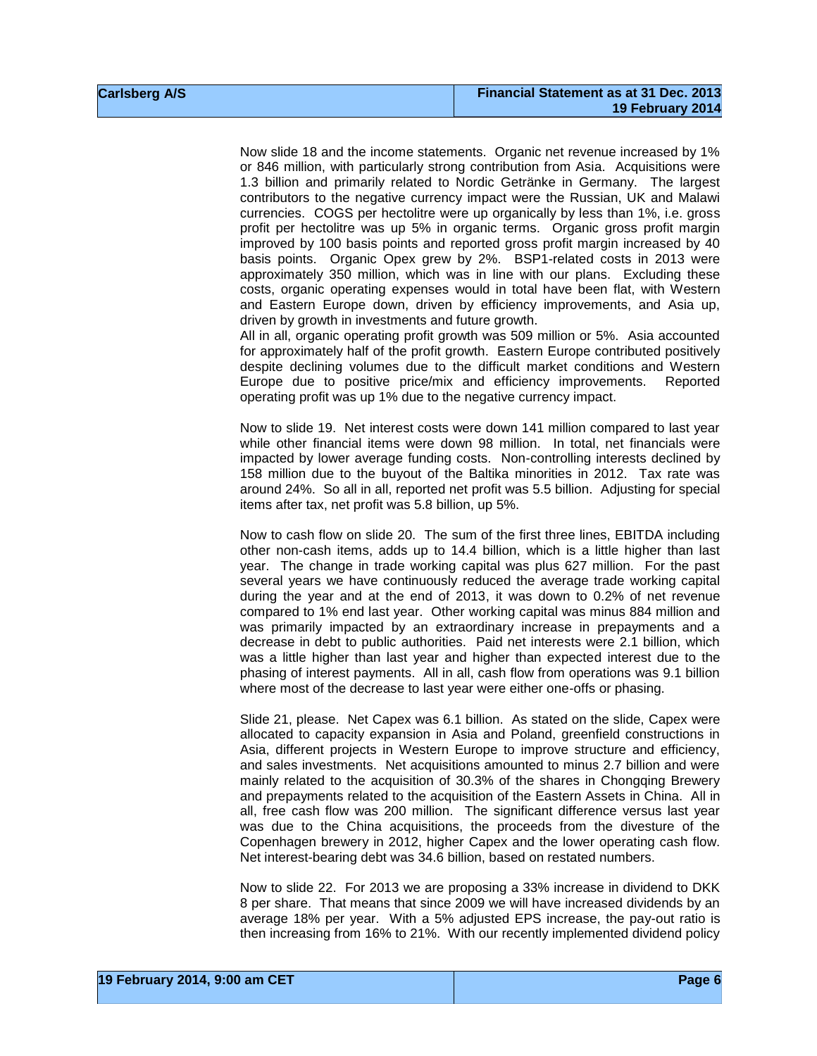Now slide 18 and the income statements. Organic net revenue increased by 1% or 846 million, with particularly strong contribution from Asia. Acquisitions were 1.3 billion and primarily related to Nordic Getränke in Germany. The largest contributors to the negative currency impact were the Russian, UK and Malawi currencies. COGS per hectolitre were up organically by less than 1%, i.e. gross profit per hectolitre was up 5% in organic terms. Organic gross profit margin improved by 100 basis points and reported gross profit margin increased by 40 basis points. Organic Opex grew by 2%. BSP1-related costs in 2013 were approximately 350 million, which was in line with our plans. Excluding these costs, organic operating expenses would in total have been flat, with Western and Eastern Europe down, driven by efficiency improvements, and Asia up, driven by growth in investments and future growth.
All in all, organic operating profit growth was 509 million or 5%. Asia accounted for approximately half of the profit growth. Eastern Europe contributed positively despite declining volumes due to the difficult market conditions and Western Europe due to positive price/mix and efficiency improvements. Reported operating profit was up 1% due to the negative currency impact.

Now to slide 19. Net interest costs were down 141 million compared to last year while other financial items were down 98 million. In total, net financials were impacted by lower average funding costs. Non-controlling interests declined by 158 million due to the buyout of the Baltika minorities in 2012. Tax rate was around 24%. So all in all, reported net profit was 5.5 billion. Adjusting for special items after tax, net profit was 5.8 billion, up 5%.

Now to cash flow on slide 20. The sum of the first three lines, EBITDA including other non-cash items, adds up to 14.4 billion, which is a little higher than last year. The change in trade working capital was plus 627 million. For the past several years we have continuously reduced the average trade working capital during the year and at the end of 2013, it was down to 0.2% of net revenue compared to 1% end last year. Other working capital was minus 884 million and was primarily impacted by an extraordinary increase in prepayments and a decrease in debt to public authorities. Paid net interests were 2.1 billion, which was a little higher than last year and higher than expected interest due to the phasing of interest payments. All in all, cash flow from operations was 9.1 billion where most of the decrease to last year were either one-offs or phasing.

Slide 21, please. Net Capex was 6.1 billion. As stated on the slide, Capex were allocated to capacity expansion in Asia and Poland, greenfield constructions in Asia, different projects in Western Europe to improve structure and efficiency, and sales investments. Net acquisitions amounted to minus 2.7 billion and were mainly related to the acquisition of 30.3% of the shares in Chongqing Brewery and prepayments related to the acquisition of the Eastern Assets in China. All in all, free cash flow was 200 million. The significant difference versus last year was due to the China acquisitions, the proceeds from the divesture of the Copenhagen brewery in 2012, higher Capex and the lower operating cash flow. Net interest-bearing debt was 34.6 billion, based on restated numbers.

Now to slide 22. For 2013 we are proposing a 33% increase in dividend to DKK 8 per share. That means that since 2009 we will have increased dividends by an average 18% per year. With a 5% adjusted EPS increase, the pay-out ratio is then increasing from 16% to 21%. With our recently implemented dividend policy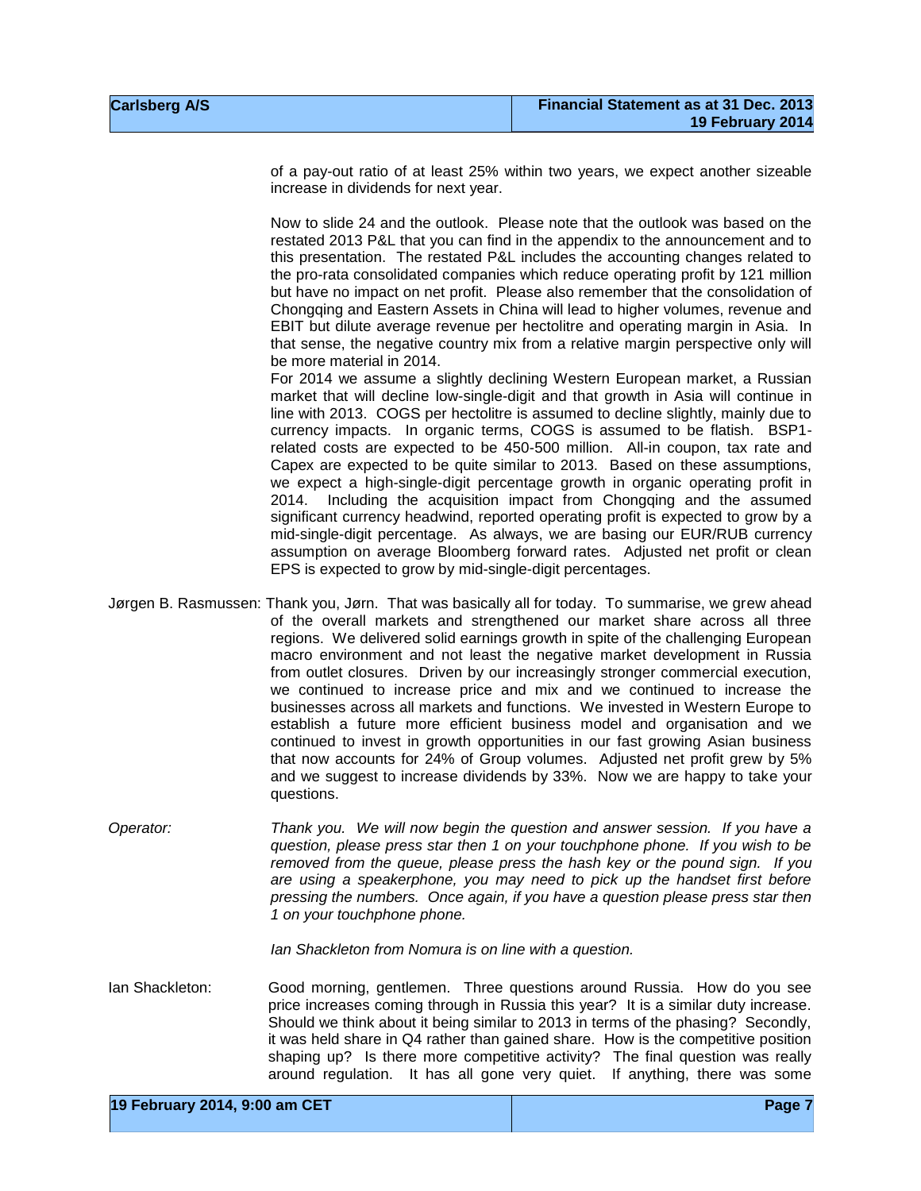of a pay-out ratio of at least 25% within two years, we expect another sizeable increase in dividends for next year.

Now to slide 24 and the outlook. Please note that the outlook was based on the restated 2013 P&L that you can find in the appendix to the announcement and to this presentation. The restated P&L includes the accounting changes related to the pro-rata consolidated companies which reduce operating profit by 121 million but have no impact on net profit. Please also remember that the consolidation of Chongqing and Eastern Assets in China will lead to higher volumes, revenue and EBIT but dilute average revenue per hectolitre and operating margin in Asia. In that sense, the negative country mix from a relative margin perspective only will be more material in 2014.

For 2014 we assume a slightly declining Western European market, a Russian market that will decline low-single-digit and that growth in Asia will continue in line with 2013. COGS per hectolitre is assumed to decline slightly, mainly due to currency impacts. In organic terms, COGS is assumed to be flatish. BSP1-related costs are expected to be 450-500 million. All-in coupon, tax rate and Capex are expected to be quite similar to 2013. Based on these assumptions, we expect a high-single-digit percentage growth in organic operating profit in 2014. Including the acquisition impact from Chongqing and the assumed significant currency headwind, reported operating profit is expected to grow by a mid-single-digit percentage. As always, we are basing our EUR/RUB currency assumption on average Bloomberg forward rates. Adjusted net profit or clean EPS is expected to grow by mid-single-digit percentages.

Jørgen B. Rasmussen: Thank you, Jørn. That was basically all for today. To summarise, we grew ahead of the overall markets and strengthened our market share across all three regions. We delivered solid earnings growth in spite of the challenging European macro environment and not least the negative market development in Russia from outlet closures. Driven by our increasingly stronger commercial execution, we continued to increase price and mix and we continued to increase the businesses across all markets and functions. We invested in Western Europe to establish a future more efficient business model and organisation and we continued to invest in growth opportunities in our fast growing Asian business that now accounts for 24% of Group volumes. Adjusted net profit grew by 5% and we suggest to increase dividends by 33%. Now we are happy to take your questions.

*Operator:* *Thank you. We will now begin the question and answer session. If you have a question, please press star then 1 on your touchphone phone. If you wish to be removed from the queue, please press the hash key or the pound sign. If you are using a speakerphone, you may need to pick up the handset first before pressing the numbers. Once again, if you have a question please press star then 1 on your touchphone phone.*

*Ian Shackleton from Nomura is on line with a question.*

Ian Shackleton: Good morning, gentlemen. Three questions around Russia. How do you see price increases coming through in Russia this year? It is a similar duty increase. Should we think about it being similar to 2013 in terms of the phasing? Secondly, it was held share in Q4 rather than gained share. How is the competitive position shaping up? Is there more competitive activity? The final question was really around regulation. It has all gone very quiet. If anything, there was some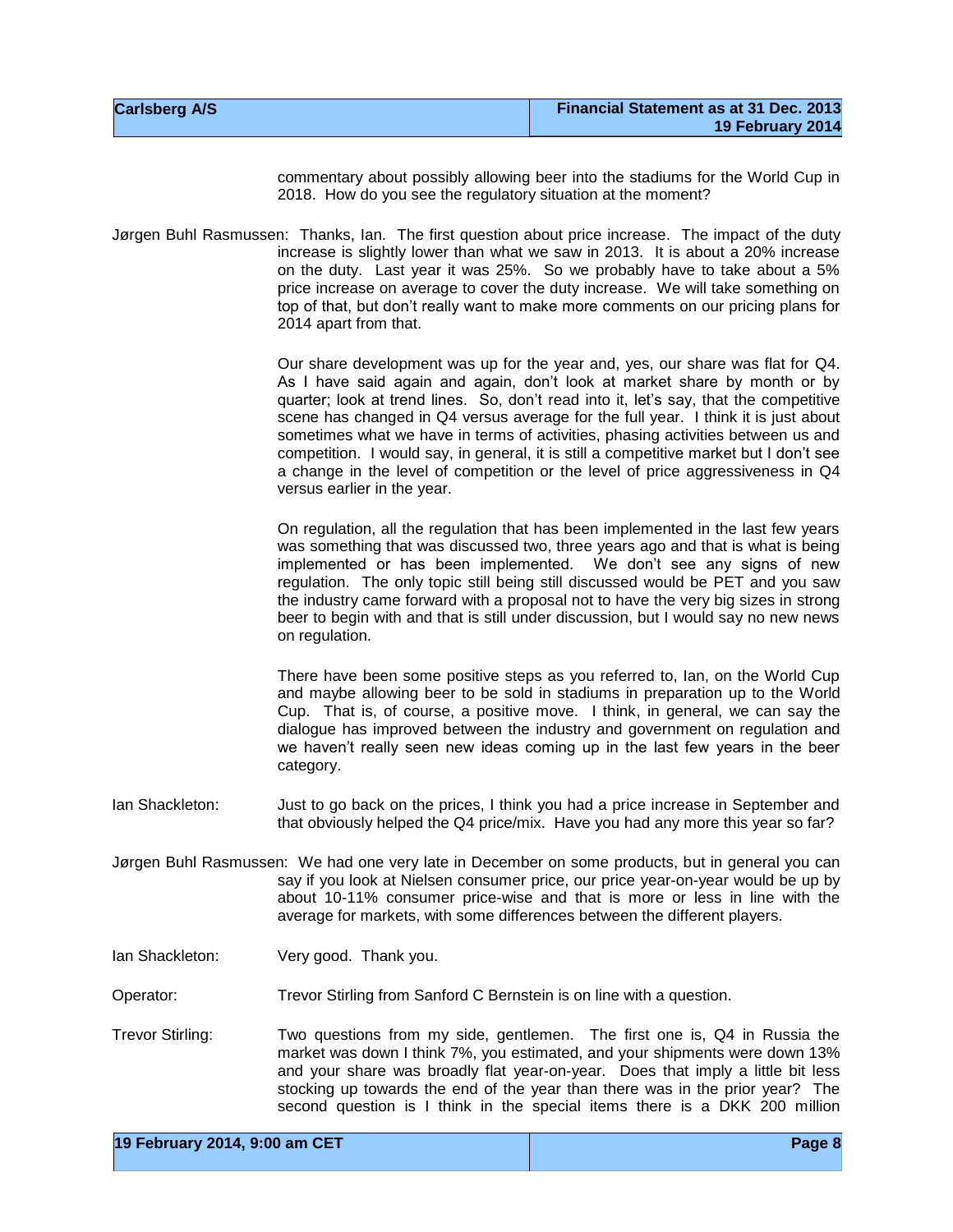commentary about possibly allowing beer into the stadiums for the World Cup in 2018. How do you see the regulatory situation at the moment?

Jørgen Buhl Rasmussen: Thanks, Ian. The first question about price increase. The impact of the duty increase is slightly lower than what we saw in 2013. It is about a 20% increase on the duty. Last year it was 25%. So we probably have to take about a 5% price increase on average to cover the duty increase. We will take something on top of that, but don't really want to make more comments on our pricing plans for 2014 apart from that.

Our share development was up for the year and, yes, our share was flat for Q4. As I have said again and again, don't look at market share by month or by quarter; look at trend lines. So, don't read into it, let's say, that the competitive scene has changed in Q4 versus average for the full year. I think it is just about sometimes what we have in terms of activities, phasing activities between us and competition. I would say, in general, it is still a competitive market but I don't see a change in the level of competition or the level of price aggressiveness in Q4 versus earlier in the year.

On regulation, all the regulation that has been implemented in the last few years was something that was discussed two, three years ago and that is what is being implemented or has been implemented. We don't see any signs of new regulation. The only topic still being still discussed would be PET and you saw the industry came forward with a proposal not to have the very big sizes in strong beer to begin with and that is still under discussion, but I would say no new news on regulation.

There have been some positive steps as you referred to, Ian, on the World Cup and maybe allowing beer to be sold in stadiums in preparation up to the World Cup. That is, of course, a positive move. I think, in general, we can say the dialogue has improved between the industry and government on regulation and we haven't really seen new ideas coming up in the last few years in the beer category.

Ian Shackleton: Just to go back on the prices, I think you had a price increase in September and that obviously helped the Q4 price/mix. Have you had any more this year so far?

Jørgen Buhl Rasmussen: We had one very late in December on some products, but in general you can say if you look at Nielsen consumer price, our price year-on-year would be up by about 10-11% consumer price-wise and that is more or less in line with the average for markets, with some differences between the different players.

Ian Shackleton: Very good. Thank you.

Operator: Trevor Stirling from Sanford C Bernstein is on line with a question.

Trevor Stirling: Two questions from my side, gentlemen. The first one is, Q4 in Russia the market was down I think 7%, you estimated, and your shipments were down 13% and your share was broadly flat year-on-year. Does that imply a little bit less stocking up towards the end of the year than there was in the prior year? The second question is I think in the special items there is a DKK 200 million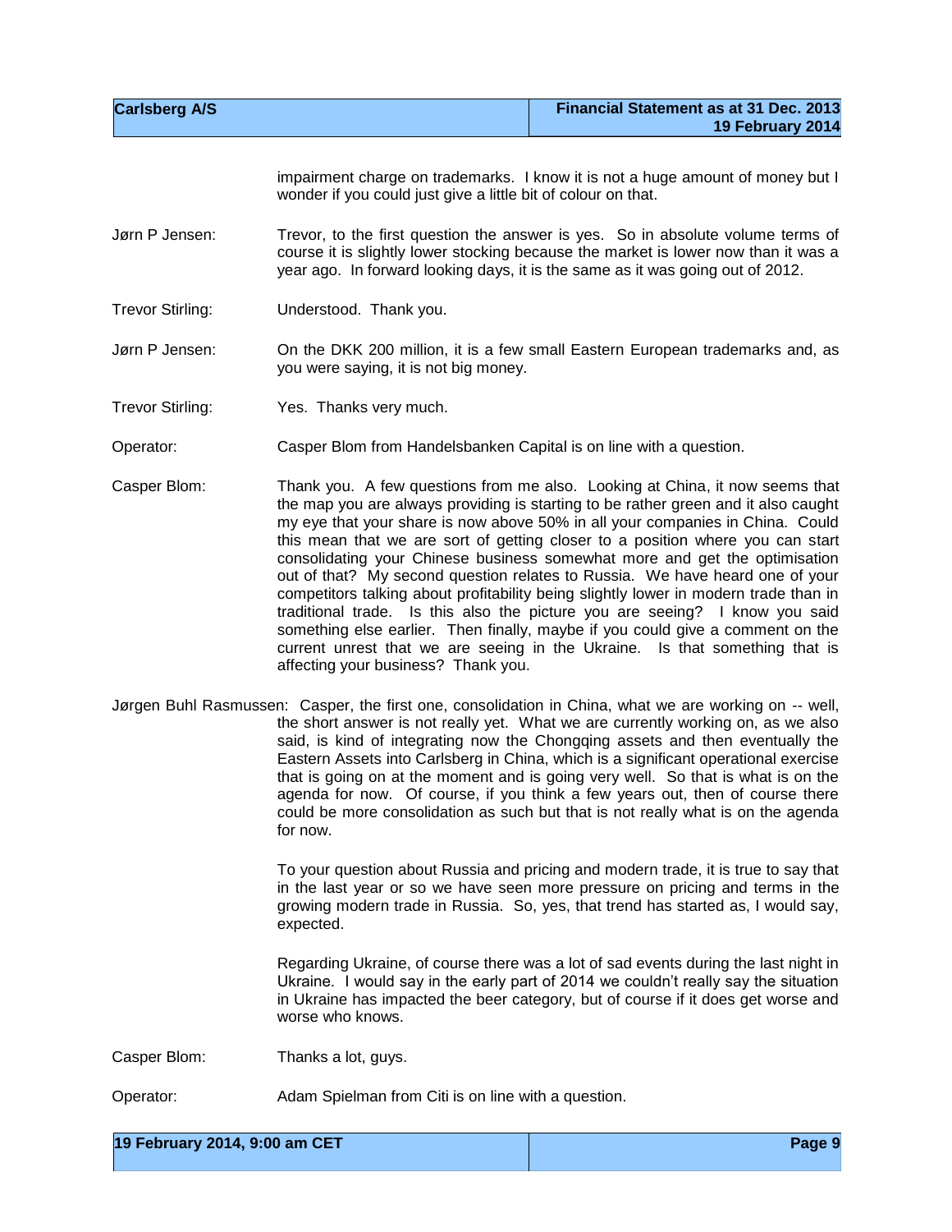impairment charge on trademarks. I know it is not a huge amount of money but I wonder if you could just give a little bit of colour on that.

**Jørn P Jensen:** Trevor, to the first question the answer is yes. So in absolute volume terms of course it is slightly lower stocking because the market is lower now than it was a year ago. In forward looking days, it is the same as it was going out of 2012.

**Trevor Stirling:** Understood. Thank you.

**Jørn P Jensen:** On the DKK 200 million, it is a few small Eastern European trademarks and, as you were saying, it is not big money.

**Trevor Stirling:** Yes. Thanks very much.

**Operator:** Casper Blom from Handelsbanken Capital is on line with a question.

**Casper Blom:** Thank you. A few questions from me also. Looking at China, it now seems that the map you are always providing is starting to be rather green and it also caught my eye that your share is now above 50% in all your companies in China. Could this mean that we are sort of getting closer to a position where you can start consolidating your Chinese business somewhat more and get the optimisation out of that? My second question relates to Russia. We have heard one of your competitors talking about profitability being slightly lower in modern trade than in traditional trade. Is this also the picture you are seeing? I know you said something else earlier. Then finally, maybe if you could give a comment on the current unrest that we are seeing in the Ukraine. Is that something that is affecting your business? Thank you.

**Jørgen Buhl Rasmussen:** Casper, the first one, consolidation in China, what we are working on -- well, the short answer is not really yet. What we are currently working on, as we also said, is kind of integrating now the Chongqing assets and then eventually the Eastern Assets into Carlsberg in China, which is a significant operational exercise that is going on at the moment and is going very well. So that is what is on the agenda for now. Of course, if you think a few years out, then of course there could be more consolidation as such but that is not really what is on the agenda for now.

To your question about Russia and pricing and modern trade, it is true to say that in the last year or so we have seen more pressure on pricing and terms in the growing modern trade in Russia. So, yes, that trend has started as, I would say, expected.

Regarding Ukraine, of course there was a lot of sad events during the last night in Ukraine. I would say in the early part of 2014 we couldn't really say the situation in Ukraine has impacted the beer category, but of course if it does get worse and worse who knows.

**Casper Blom:** Thanks a lot, guys.

**Operator:** Adam Spielman from Citi is on line with a question.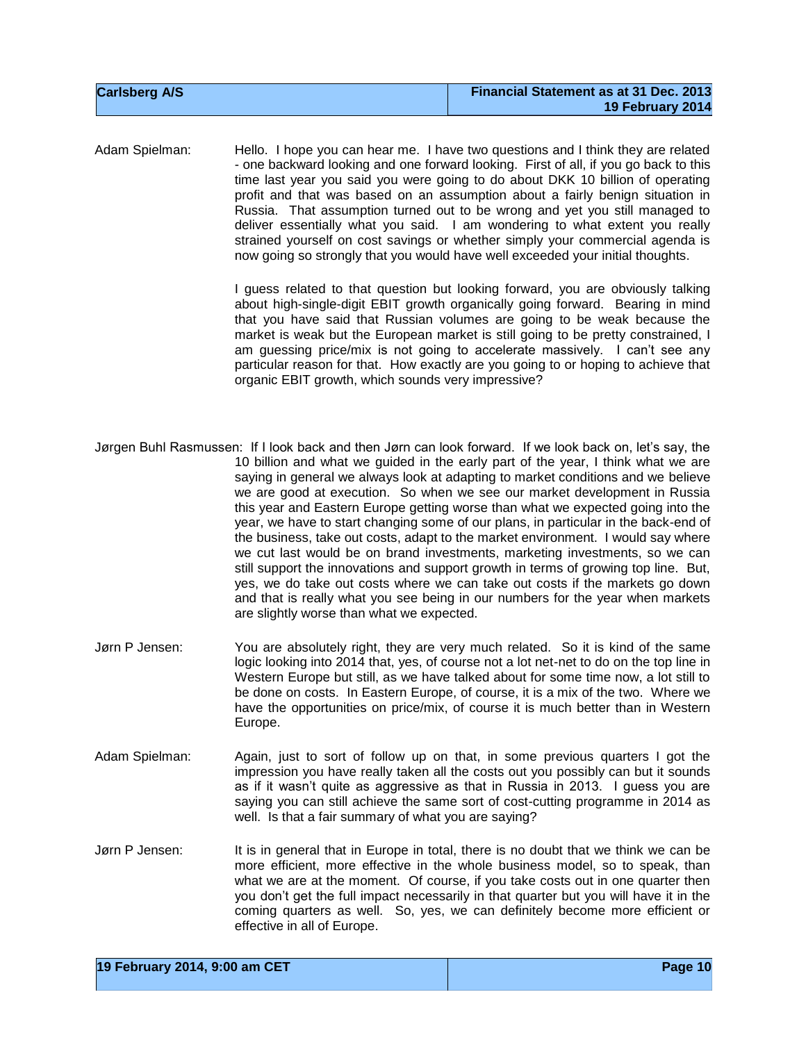Adam Spielman: Hello. I hope you can hear me. I have two questions and I think they are related - one backward looking and one forward looking. First of all, if you go back to this time last year you said you were going to do about DKK 10 billion of operating profit and that was based on an assumption about a fairly benign situation in Russia. That assumption turned out to be wrong and yet you still managed to deliver essentially what you said. I am wondering to what extent you really strained yourself on cost savings or whether simply your commercial agenda is now going so strongly that you would have well exceeded your initial thoughts.

I guess related to that question but looking forward, you are obviously talking about high-single-digit EBIT growth organically going forward. Bearing in mind that you have said that Russian volumes are going to be weak because the market is weak but the European market is still going to be pretty constrained, I am guessing price/mix is not going to accelerate massively. I can't see any particular reason for that. How exactly are you going to or hoping to achieve that organic EBIT growth, which sounds very impressive?

Jørgen Buhl Rasmussen: If I look back and then Jørn can look forward. If we look back on, let's say, the 10 billion and what we guided in the early part of the year, I think what we are saying in general we always look at adapting to market conditions and we believe we are good at execution. So when we see our market development in Russia this year and Eastern Europe getting worse than what we expected going into the year, we have to start changing some of our plans, in particular in the back-end of the business, take out costs, adapt to the market environment. I would say where we cut last would be on brand investments, marketing investments, so we can still support the innovations and support growth in terms of growing top line. But, yes, we do take out costs where we can take out costs if the markets go down and that is really what you see being in our numbers for the year when markets are slightly worse than what we expected.

Jørn P Jensen: You are absolutely right, they are very much related. So it is kind of the same logic looking into 2014 that, yes, of course not a lot net-net to do on the top line in Western Europe but still, as we have talked about for some time now, a lot still to be done on costs. In Eastern Europe, of course, it is a mix of the two. Where we have the opportunities on price/mix, of course it is much better than in Western Europe.

Adam Spielman: Again, just to sort of follow up on that, in some previous quarters I got the impression you have really taken all the costs out you possibly can but it sounds as if it wasn't quite as aggressive as that in Russia in 2013. I guess you are saying you can still achieve the same sort of cost-cutting programme in 2014 as well. Is that a fair summary of what you are saying?

Jørn P Jensen: It is in general that in Europe in total, there is no doubt that we think we can be more efficient, more effective in the whole business model, so to speak, than what we are at the moment. Of course, if you take costs out in one quarter then you don't get the full impact necessarily in that quarter but you will have it in the coming quarters as well. So, yes, we can definitely become more efficient or effective in all of Europe.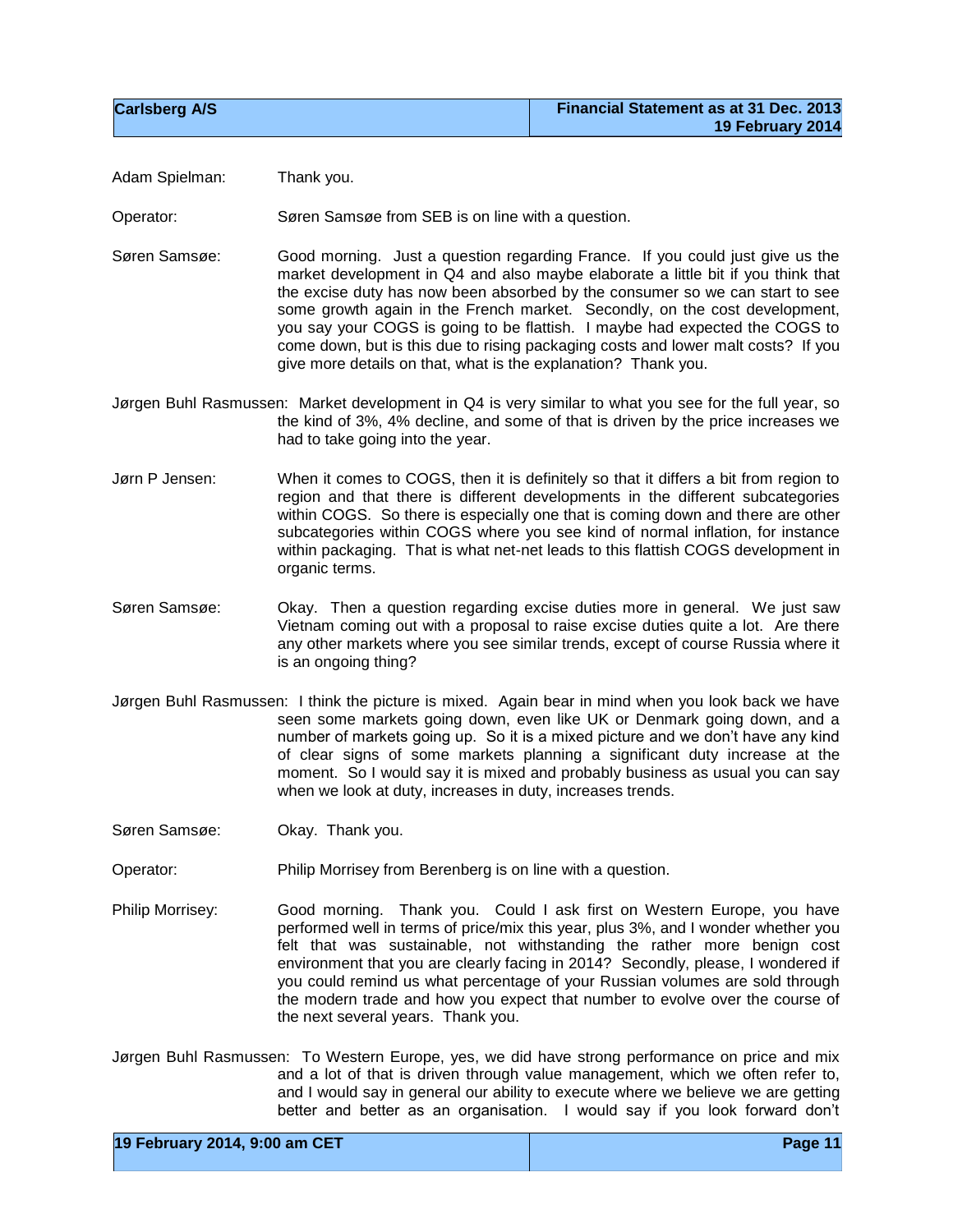Adam Spielman: Thank you.

Operator: Søren Samsøe from SEB is on line with a question.

Søren Samsøe: Good morning. Just a question regarding France. If you could just give us the market development in Q4 and also maybe elaborate a little bit if you think that the excise duty has now been absorbed by the consumer so we can start to see some growth again in the French market. Secondly, on the cost development, you say your COGS is going to be flattish. I maybe had expected the COGS to come down, but is this due to rising packaging costs and lower malt costs? If you give more details on that, what is the explanation? Thank you.

Jørgen Buhl Rasmussen: Market development in Q4 is very similar to what you see for the full year, so the kind of 3%, 4% decline, and some of that is driven by the price increases we had to take going into the year.

Jørn P Jensen: When it comes to COGS, then it is definitely so that it differs a bit from region to region and that there is different developments in the different subcategories within COGS. So there is especially one that is coming down and there are other subcategories within COGS where you see kind of normal inflation, for instance within packaging. That is what net-net leads to this flattish COGS development in organic terms.

Søren Samsøe: Okay. Then a question regarding excise duties more in general. We just saw Vietnam coming out with a proposal to raise excise duties quite a lot. Are there any other markets where you see similar trends, except of course Russia where it is an ongoing thing?

Jørgen Buhl Rasmussen: I think the picture is mixed. Again bear in mind when you look back we have seen some markets going down, even like UK or Denmark going down, and a number of markets going up. So it is a mixed picture and we don't have any kind of clear signs of some markets planning a significant duty increase at the moment. So I would say it is mixed and probably business as usual you can say when we look at duty, increases in duty, increases trends.

Søren Samsøe: Okay. Thank you.

Operator: Philip Morrisey from Berenberg is on line with a question.

Philip Morrisey: Good morning. Thank you. Could I ask first on Western Europe, you have performed well in terms of price/mix this year, plus 3%, and I wonder whether you felt that was sustainable, not withstanding the rather more benign cost environment that you are clearly facing in 2014? Secondly, please, I wondered if you could remind us what percentage of your Russian volumes are sold through the modern trade and how you expect that number to evolve over the course of the next several years. Thank you.

Jørgen Buhl Rasmussen: To Western Europe, yes, we did have strong performance on price and mix and a lot of that is driven through value management, which we often refer to, and I would say in general our ability to execute where we believe we are getting better and better as an organisation. I would say if you look forward don't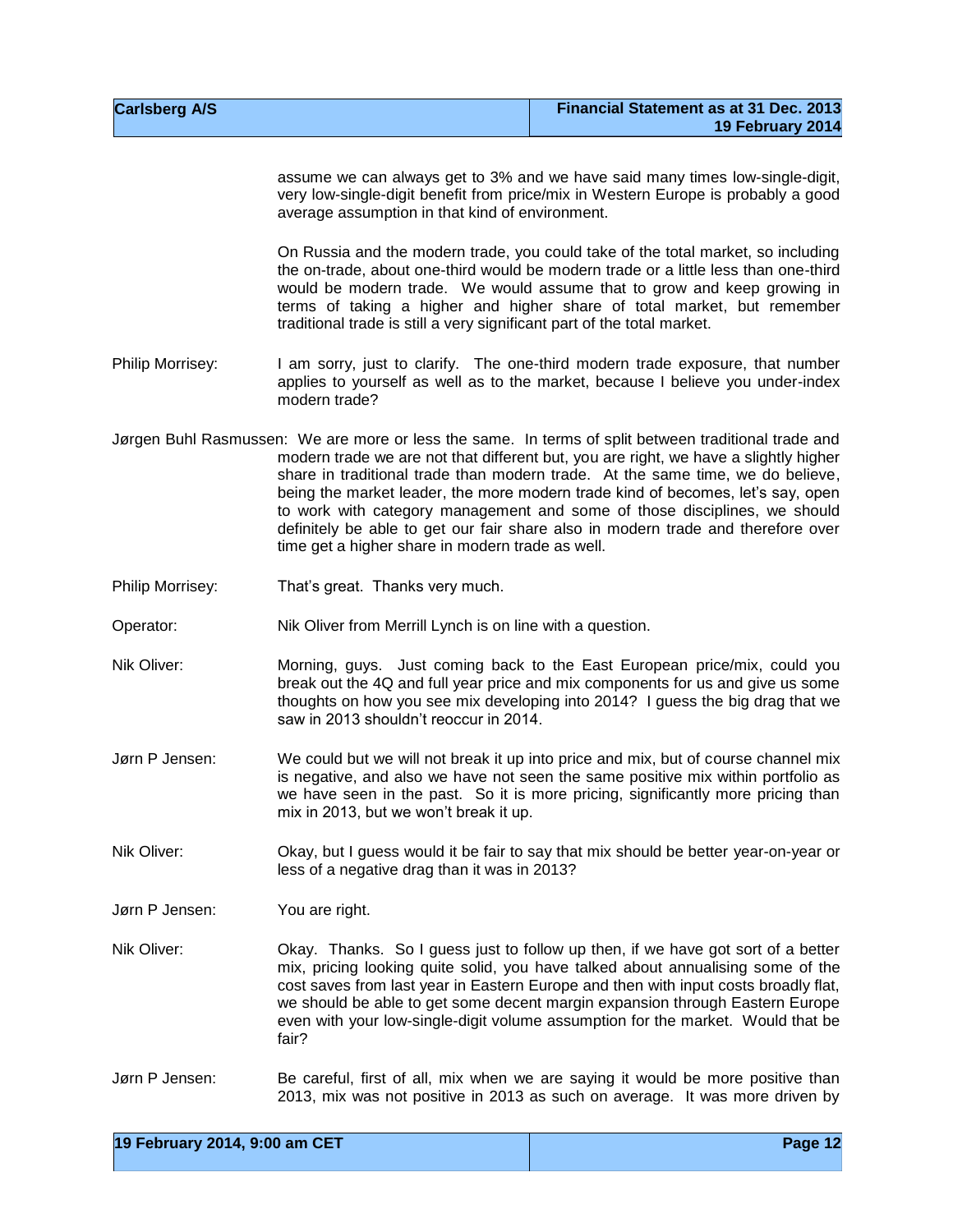assume we can always get to 3% and we have said many times low-single-digit, very low-single-digit benefit from price/mix in Western Europe is probably a good average assumption in that kind of environment.

On Russia and the modern trade, you could take of the total market, so including the on-trade, about one-third would be modern trade or a little less than one-third would be modern trade. We would assume that to grow and keep growing in terms of taking a higher and higher share of total market, but remember traditional trade is still a very significant part of the total market.

Philip Morrisey: I am sorry, just to clarify. The one-third modern trade exposure, that number applies to yourself as well as to the market, because I believe you under-index modern trade?

Jørgen Buhl Rasmussen: We are more or less the same. In terms of split between traditional trade and modern trade we are not that different but, you are right, we have a slightly higher share in traditional trade than modern trade. At the same time, we do believe, being the market leader, the more modern trade kind of becomes, let's say, open to work with category management and some of those disciplines, we should definitely be able to get our fair share also in modern trade and therefore over time get a higher share in modern trade as well.

Philip Morrisey: That's great. Thanks very much.

Operator: Nik Oliver from Merrill Lynch is on line with a question.

Nik Oliver: Morning, guys. Just coming back to the East European price/mix, could you break out the 4Q and full year price and mix components for us and give us some thoughts on how you see mix developing into 2014? I guess the big drag that we saw in 2013 shouldn't reoccur in 2014.

Jørn P Jensen: We could but we will not break it up into price and mix, but of course channel mix is negative, and also we have not seen the same positive mix within portfolio as we have seen in the past. So it is more pricing, significantly more pricing than mix in 2013, but we won't break it up.

Nik Oliver: Okay, but I guess would it be fair to say that mix should be better year-on-year or less of a negative drag than it was in 2013?

Jørn P Jensen: You are right.

Nik Oliver: Okay. Thanks. So I guess just to follow up then, if we have got sort of a better mix, pricing looking quite solid, you have talked about annualising some of the cost saves from last year in Eastern Europe and then with input costs broadly flat, we should be able to get some decent margin expansion through Eastern Europe even with your low-single-digit volume assumption for the market. Would that be fair?

Jørn P Jensen: Be careful, first of all, mix when we are saying it would be more positive than 2013, mix was not positive in 2013 as such on average. It was more driven by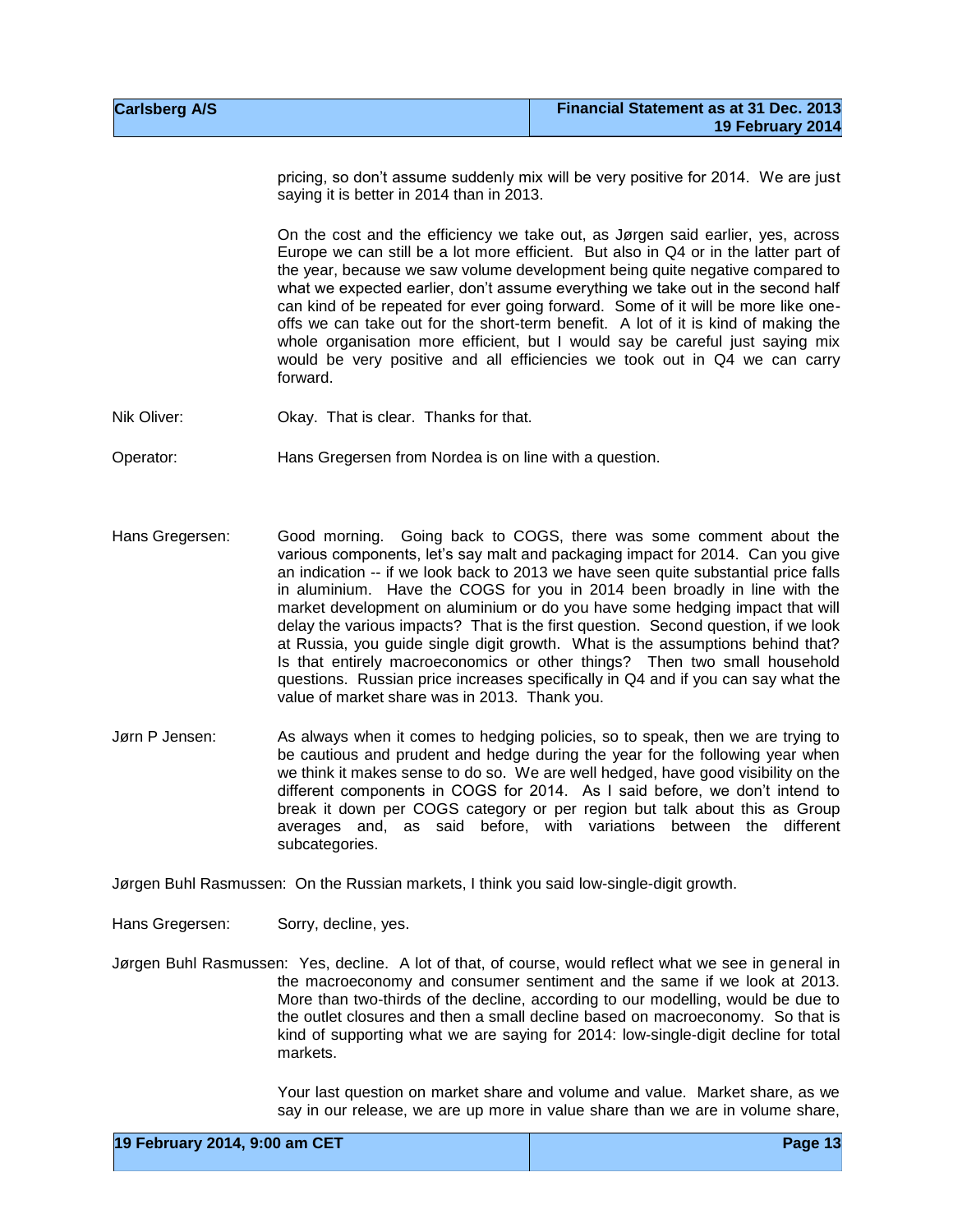pricing, so don't assume suddenly mix will be very positive for 2014. We are just saying it is better in 2014 than in 2013.

On the cost and the efficiency we take out, as Jørgen said earlier, yes, across Europe we can still be a lot more efficient. But also in Q4 or in the latter part of the year, because we saw volume development being quite negative compared to what we expected earlier, don't assume everything we take out in the second half can kind of be repeated for ever going forward. Some of it will be more like one-offs we can take out for the short-term benefit. A lot of it is kind of making the whole organisation more efficient, but I would say be careful just saying mix would be very positive and all efficiencies we took out in Q4 we can carry forward.

Nik Oliver: Okay. That is clear. Thanks for that.

Operator: Hans Gregersen from Nordea is on line with a question.

Hans Gregersen: Good morning. Going back to COGS, there was some comment about the various components, let's say malt and packaging impact for 2014. Can you give an indication -- if we look back to 2013 we have seen quite substantial price falls in aluminium. Have the COGS for you in 2014 been broadly in line with the market development on aluminium or do you have some hedging impact that will delay the various impacts? That is the first question. Second question, if we look at Russia, you guide single digit growth. What is the assumptions behind that? Is that entirely macroeconomics or other things? Then two small household questions. Russian price increases specifically in Q4 and if you can say what the value of market share was in 2013. Thank you.

Jørn P Jensen: As always when it comes to hedging policies, so to speak, then we are trying to be cautious and prudent and hedge during the year for the following year when we think it makes sense to do so. We are well hedged, have good visibility on the different components in COGS for 2014. As I said before, we don't intend to break it down per COGS category or per region but talk about this as Group averages and, as said before, with variations between the different subcategories.

Jørgen Buhl Rasmussen: On the Russian markets, I think you said low-single-digit growth.

Hans Gregersen: Sorry, decline, yes.

Jørgen Buhl Rasmussen: Yes, decline. A lot of that, of course, would reflect what we see in general in the macroeconomy and consumer sentiment and the same if we look at 2013. More than two-thirds of the decline, according to our modelling, would be due to the outlet closures and then a small decline based on macroeconomy. So that is kind of supporting what we are saying for 2014: low-single-digit decline for total markets.

Your last question on market share and volume and value. Market share, as we say in our release, we are up more in value share than we are in volume share,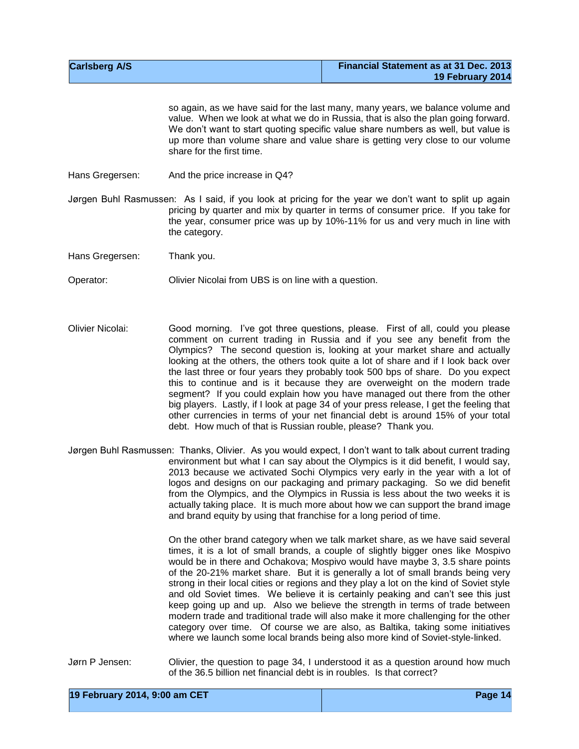so again, as we have said for the last many, many years, we balance volume and value. When we look at what we do in Russia, that is also the plan going forward. We don't want to start quoting specific value share numbers as well, but value is up more than volume share and value share is getting very close to our volume share for the first time.

Hans Gregersen: And the price increase in Q4?

Jørgen Buhl Rasmussen: As I said, if you look at pricing for the year we don't want to split up again pricing by quarter and mix by quarter in terms of consumer price. If you take for the year, consumer price was up by 10%-11% for us and very much in line with the category.

Hans Gregersen: Thank you.

Operator: Olivier Nicolai from UBS is on line with a question.

Olivier Nicolai: Good morning. I've got three questions, please. First of all, could you please comment on current trading in Russia and if you see any benefit from the Olympics? The second question is, looking at your market share and actually looking at the others, the others took quite a lot of share and if I look back over the last three or four years they probably took 500 bps of share. Do you expect this to continue and is it because they are overweight on the modern trade segment? If you could explain how you have managed out there from the other big players. Lastly, if I look at page 34 of your press release, I get the feeling that other currencies in terms of your net financial debt is around 15% of your total debt. How much of that is Russian rouble, please? Thank you.

Jørgen Buhl Rasmussen: Thanks, Olivier. As you would expect, I don't want to talk about current trading environment but what I can say about the Olympics is it did benefit, I would say, 2013 because we activated Sochi Olympics very early in the year with a lot of logos and designs on our packaging and primary packaging. So we did benefit from the Olympics, and the Olympics in Russia is less about the two weeks it is actually taking place. It is much more about how we can support the brand image and brand equity by using that franchise for a long period of time.

On the other brand category when we talk market share, as we have said several times, it is a lot of small brands, a couple of slightly bigger ones like Mospivo would be in there and Ochakova; Mospivo would have maybe 3, 3.5 share points of the 20-21% market share. But it is generally a lot of small brands being very strong in their local cities or regions and they play a lot on the kind of Soviet style and old Soviet times. We believe it is certainly peaking and can't see this just keep going up and up. Also we believe the strength in terms of trade between modern trade and traditional trade will also make it more challenging for the other category over time. Of course we are also, as Baltika, taking some initiatives where we launch some local brands being also more kind of Soviet-style-linked.

Jørn P Jensen: Olivier, the question to page 34, I understood it as a question around how much of the 36.5 billion net financial debt is in roubles. Is that correct?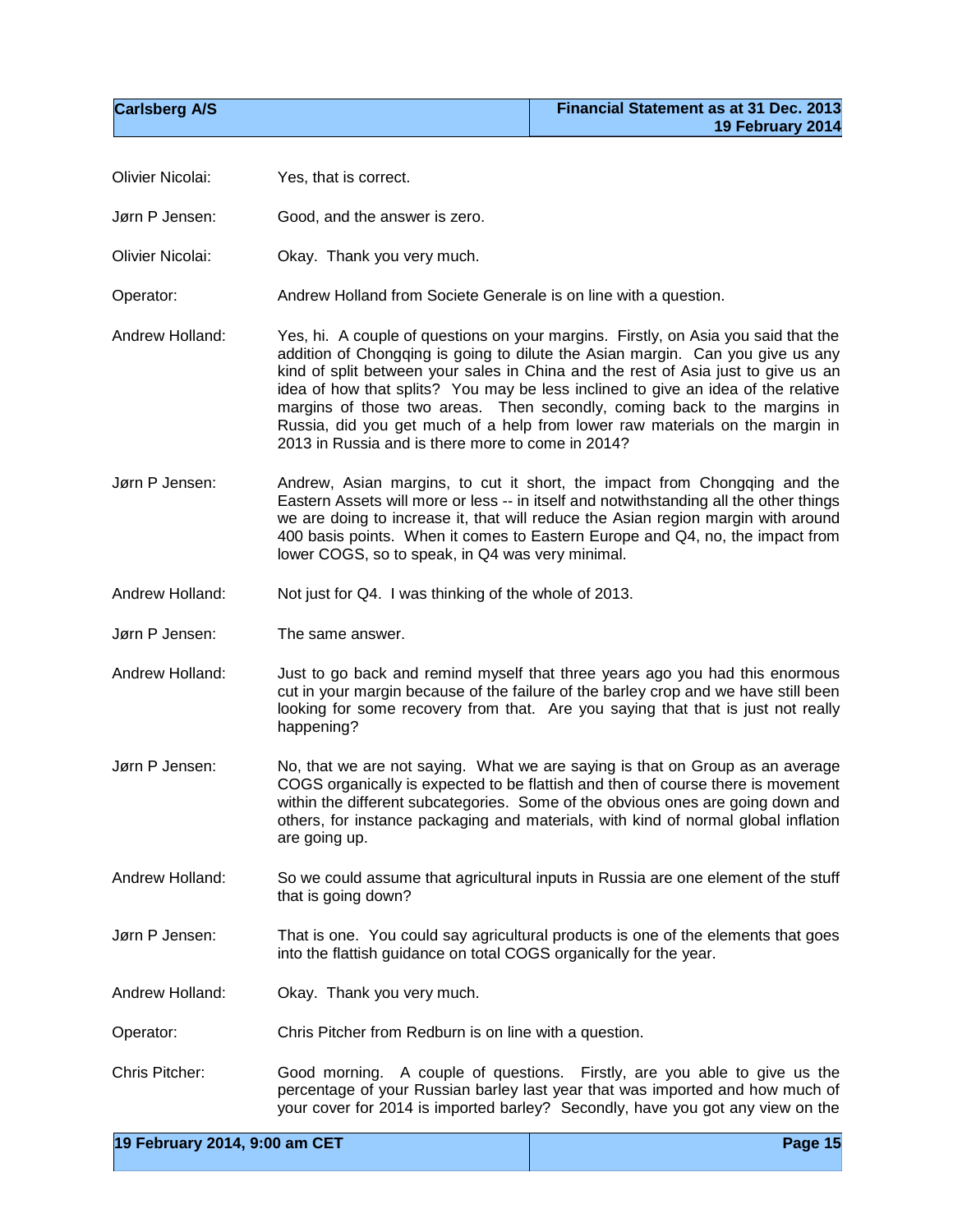Olivier Nicolai: Yes, that is correct.

Jørn P Jensen: Good, and the answer is zero.

Olivier Nicolai: Okay. Thank you very much.

Operator: Andrew Holland from Societe Generale is on line with a question.

Andrew Holland: Yes, hi. A couple of questions on your margins. Firstly, on Asia you said that the addition of Chongqing is going to dilute the Asian margin. Can you give us any kind of split between your sales in China and the rest of Asia just to give us an idea of how that splits? You may be less inclined to give an idea of the relative margins of those two areas. Then secondly, coming back to the margins in Russia, did you get much of a help from lower raw materials on the margin in 2013 in Russia and is there more to come in 2014?

Jørn P Jensen: Andrew, Asian margins, to cut it short, the impact from Chongqing and the Eastern Assets will more or less -- in itself and notwithstanding all the other things we are doing to increase it, that will reduce the Asian region margin with around 400 basis points. When it comes to Eastern Europe and Q4, no, the impact from lower COGS, so to speak, in Q4 was very minimal.

Andrew Holland: Not just for Q4. I was thinking of the whole of 2013.

Jørn P Jensen: The same answer.

Andrew Holland: Just to go back and remind myself that three years ago you had this enormous cut in your margin because of the failure of the barley crop and we have still been looking for some recovery from that. Are you saying that that is just not really happening?

Jørn P Jensen: No, that we are not saying. What we are saying is that on Group as an average COGS organically is expected to be flattish and then of course there is movement within the different subcategories. Some of the obvious ones are going down and others, for instance packaging and materials, with kind of normal global inflation are going up.

Andrew Holland: So we could assume that agricultural inputs in Russia are one element of the stuff that is going down?

Jørn P Jensen: That is one. You could say agricultural products is one of the elements that goes into the flattish guidance on total COGS organically for the year.

Andrew Holland: Okay. Thank you very much.

Operator: Chris Pitcher from Redburn is on line with a question.

Chris Pitcher: Good morning. A couple of questions. Firstly, are you able to give us the percentage of your Russian barley last year that was imported and how much of your cover for 2014 is imported barley? Secondly, have you got any view on the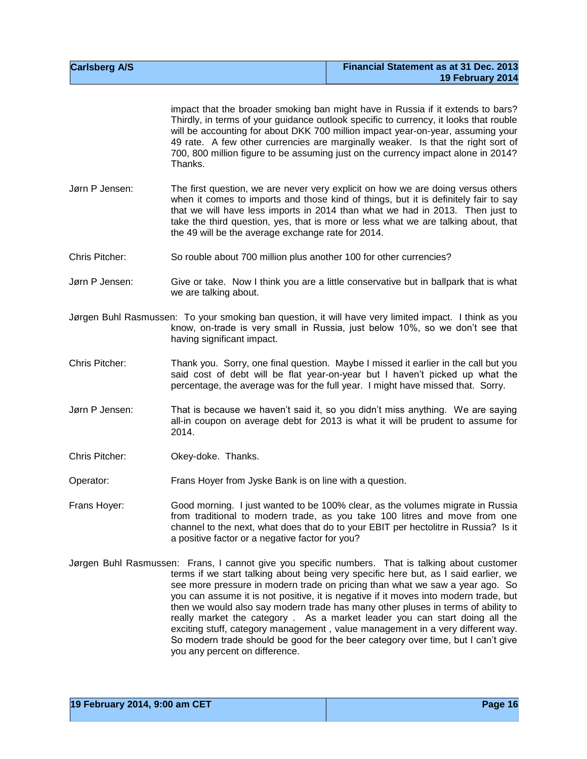impact that the broader smoking ban might have in Russia if it extends to bars? Thirdly, in terms of your guidance outlook specific to currency, it looks that rouble will be accounting for about DKK 700 million impact year-on-year, assuming your 49 rate. A few other currencies are marginally weaker. Is that the right sort of 700, 800 million figure to be assuming just on the currency impact alone in 2014? Thanks.

Jørn P Jensen: The first question, we are never very explicit on how we are doing versus others when it comes to imports and those kind of things, but it is definitely fair to say that we will have less imports in 2014 than what we had in 2013. Then just to take the third question, yes, that is more or less what we are talking about, that the 49 will be the average exchange rate for 2014.

Chris Pitcher: So rouble about 700 million plus another 100 for other currencies?

Jørn P Jensen: Give or take. Now I think you are a little conservative but in ballpark that is what we are talking about.

Jørgen Buhl Rasmussen: To your smoking ban question, it will have very limited impact. I think as you know, on-trade is very small in Russia, just below 10%, so we don't see that having significant impact.

Chris Pitcher: Thank you. Sorry, one final question. Maybe I missed it earlier in the call but you said cost of debt will be flat year-on-year but I haven't picked up what the percentage, the average was for the full year. I might have missed that. Sorry.

Jørn P Jensen: That is because we haven't said it, so you didn't miss anything. We are saying all-in coupon on average debt for 2013 is what it will be prudent to assume for 2014.

Chris Pitcher: Okey-doke. Thanks.

Operator: Frans Hoyer from Jyske Bank is on line with a question.

Frans Hoyer: Good morning. I just wanted to be 100% clear, as the volumes migrate in Russia from traditional to modern trade, as you take 100 litres and move from one channel to the next, what does that do to your EBIT per hectolitre in Russia? Is it a positive factor or a negative factor for you?

Jørgen Buhl Rasmussen: Frans, I cannot give you specific numbers. That is talking about customer terms if we start talking about being very specific here but, as I said earlier, we see more pressure in modern trade on pricing than what we saw a year ago. So you can assume it is not positive, it is negative if it moves into modern trade, but then we would also say modern trade has many other pluses in terms of ability to really market the category . As a market leader you can start doing all the exciting stuff, category management , value management in a very different way. So modern trade should be good for the beer category over time, but I can't give you any percent on difference.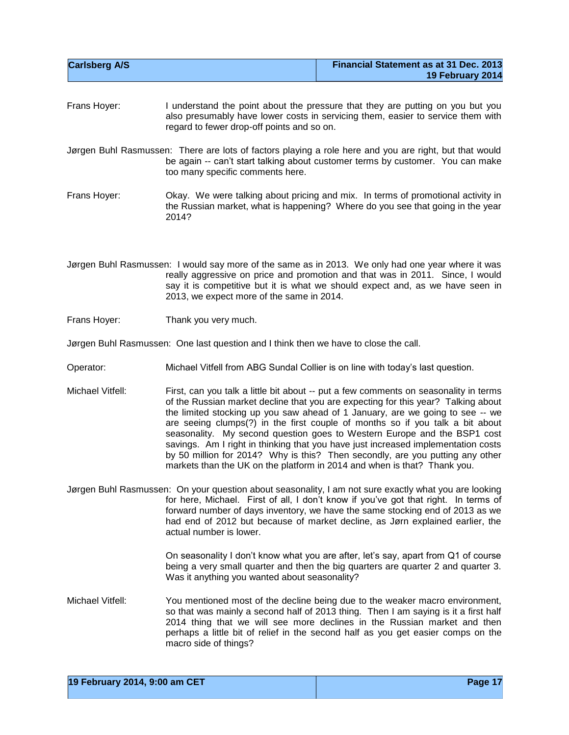Frans Hoyer: I understand the point about the pressure that they are putting on you but you also presumably have lower costs in servicing them, easier to service them with regard to fewer drop-off points and so on.

Jørgen Buhl Rasmussen: There are lots of factors playing a role here and you are right, but that would be again -- can't start talking about customer terms by customer. You can make too many specific comments here.

Frans Hoyer: Okay. We were talking about pricing and mix. In terms of promotional activity in the Russian market, what is happening? Where do you see that going in the year 2014?

Jørgen Buhl Rasmussen: I would say more of the same as in 2013. We only had one year where it was really aggressive on price and promotion and that was in 2011. Since, I would say it is competitive but it is what we should expect and, as we have seen in 2013, we expect more of the same in 2014.

Frans Hoyer: Thank you very much.

Jørgen Buhl Rasmussen: One last question and I think then we have to close the call.

Operator: Michael Vitfell from ABG Sundal Collier is on line with today's last question.

Michael Vitfell: First, can you talk a little bit about -- put a few comments on seasonality in terms of the Russian market decline that you are expecting for this year? Talking about the limited stocking up you saw ahead of 1 January, are we going to see -- we are seeing clumps(?) in the first couple of months so if you talk a bit about seasonality. My second question goes to Western Europe and the BSP1 cost savings. Am I right in thinking that you have just increased implementation costs by 50 million for 2014? Why is this? Then secondly, are you putting any other markets than the UK on the platform in 2014 and when is that? Thank you.

Jørgen Buhl Rasmussen: On your question about seasonality, I am not sure exactly what you are looking for here, Michael. First of all, I don't know if you've got that right. In terms of forward number of days inventory, we have the same stocking end of 2013 as we had end of 2012 but because of market decline, as Jørn explained earlier, the actual number is lower.

On seasonality I don't know what you are after, let's say, apart from Q1 of course being a very small quarter and then the big quarters are quarter 2 and quarter 3. Was it anything you wanted about seasonality?

Michael Vitfell: You mentioned most of the decline being due to the weaker macro environment, so that was mainly a second half of 2013 thing. Then I am saying is it a first half 2014 thing that we will see more declines in the Russian market and then perhaps a little bit of relief in the second half as you get easier comps on the macro side of things?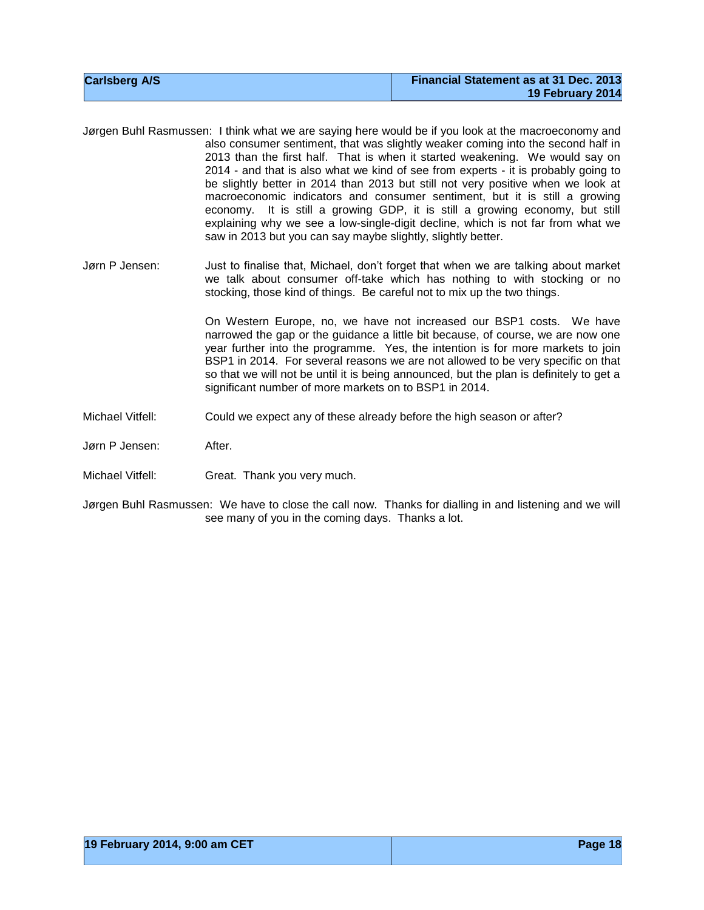Jørgen Buhl Rasmussen: I think what we are saying here would be if you look at the macroeconomy and also consumer sentiment, that was slightly weaker coming into the second half in 2013 than the first half. That is when it started weakening. We would say on 2014 - and that is also what we kind of see from experts - it is probably going to be slightly better in 2014 than 2013 but still not very positive when we look at macroeconomic indicators and consumer sentiment, but it is still a growing economy. It is still a growing GDP, it is still a growing economy, but still explaining why we see a low-single-digit decline, which is not far from what we saw in 2013 but you can say maybe slightly, slightly better.

Jørn P Jensen: Just to finalise that, Michael, don't forget that when we are talking about market we talk about consumer off-take which has nothing to with stocking or no stocking, those kind of things. Be careful not to mix up the two things.

On Western Europe, no, we have not increased our BSP1 costs. We have narrowed the gap or the guidance a little bit because, of course, we are now one year further into the programme. Yes, the intention is for more markets to join BSP1 in 2014. For several reasons we are not allowed to be very specific on that so that we will not be until it is being announced, but the plan is definitely to get a significant number of more markets on to BSP1 in 2014.

Michael Vitfell: Could we expect any of these already before the high season or after?

Jørn P Jensen: After.

Michael Vitfell: Great. Thank you very much.

Jørgen Buhl Rasmussen: We have to close the call now. Thanks for dialling in and listening and we will see many of you in the coming days. Thanks a lot.